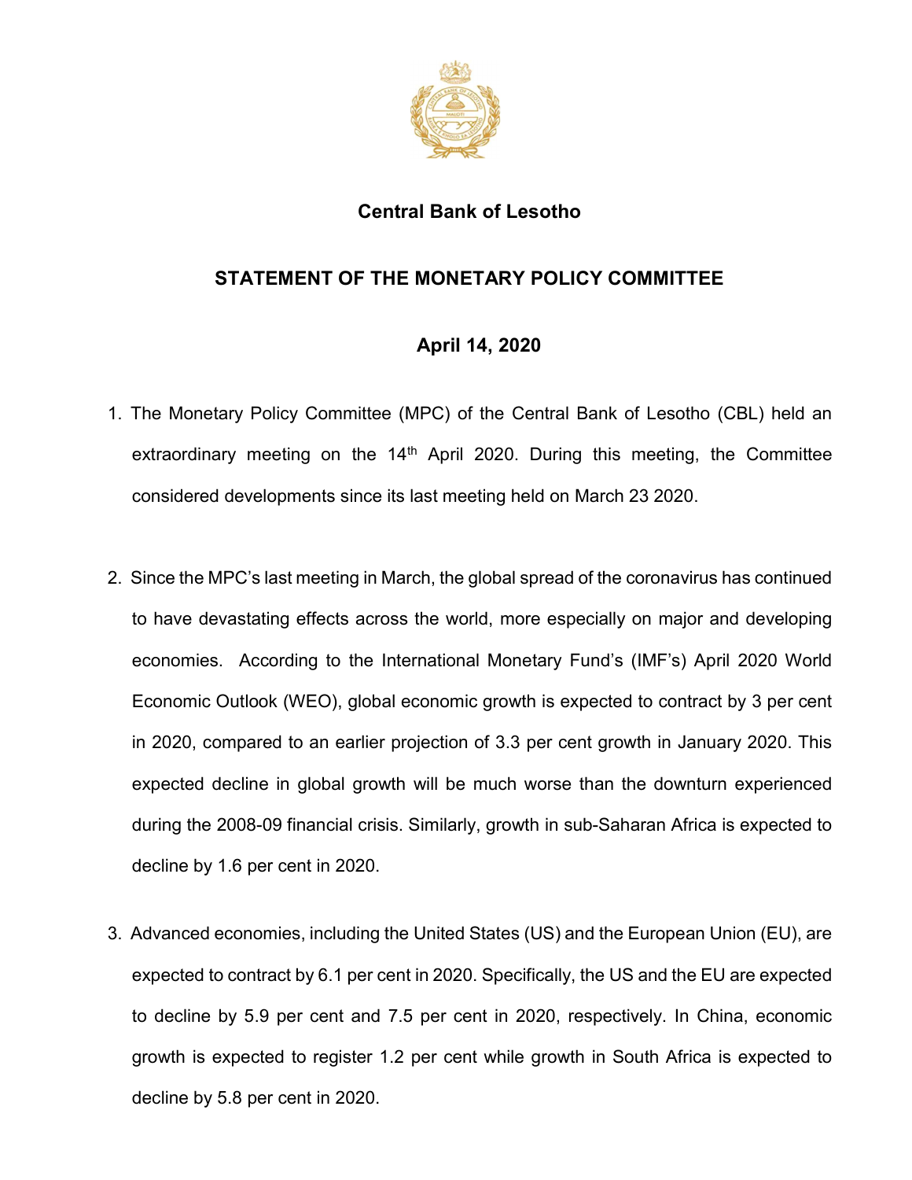# Central Bank of Lesotho

## STATEMENT OF THE MONETARY POLICY COMMITTEE

### April 14, 2020

1. The Monetary Policy Committee (MPC) of the Central Bank of Lesotho (CBL) held an extraordinary meeting on the 14th April 2020. During this meeting, the Committee considered developments since its last meeting held on March 23 2020.

2. Since the MPC's last meeting in March, the global spread of the coronavirus has continued to have devastating effects across the world, more especially on major and developing economies. According to the International Monetary Fund's (IMF's) April 2020 World Economic Outlook (WEO), global economic growth is expected to contract by 3 per cent in 2020, compared to an earlier projection of 3.3 per cent growth in January 2020. This expected decline in global growth will be much worse than the downturn experienced during the 2008-09 financial crisis. Similarly, growth in sub-Saharan Africa is expected to decline by 1.6 per cent in 2020.

3. Advanced economies, including the United States (US) and the European Union (EU), are expected to contract by 6.1 per cent in 2020. Specifically, the US and the EU are expected to decline by 5.9 per cent and 7.5 per cent in 2020, respectively. In China, economic growth is expected to register 1.2 per cent while growth in South Africa is expected to decline by 5.8 per cent in 2020.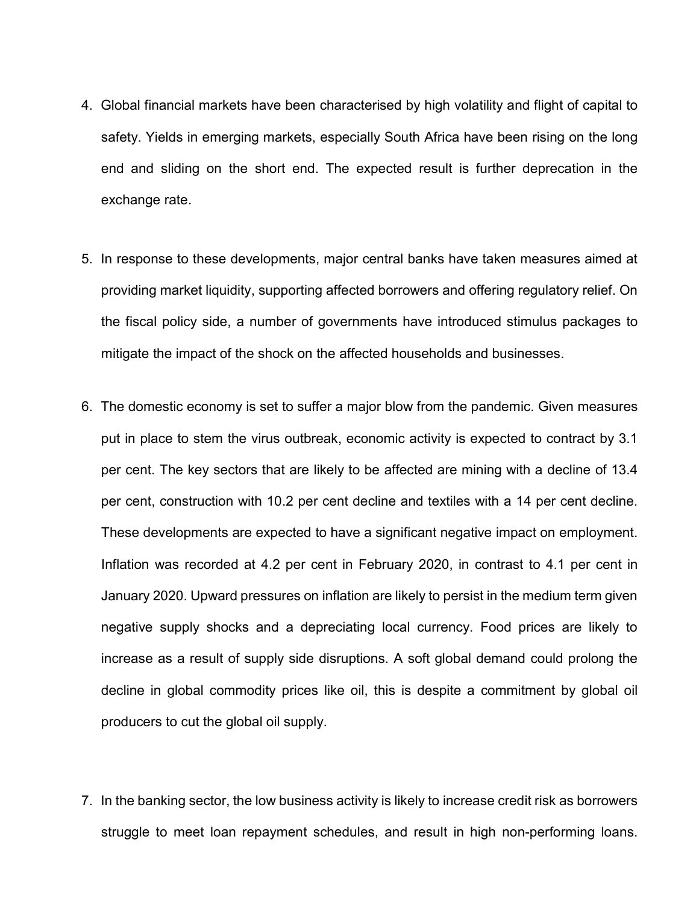4. Global financial markets have been characterised by high volatility and flight of capital to safety. Yields in emerging markets, especially South Africa have been rising on the long end and sliding on the short end. The expected result is further deprecation in the exchange rate.

5. In response to these developments, major central banks have taken measures aimed at providing market liquidity, supporting affected borrowers and offering regulatory relief. On the fiscal policy side, a number of governments have introduced stimulus packages to mitigate the impact of the shock on the affected households and businesses.

6. The domestic economy is set to suffer a major blow from the pandemic. Given measures put in place to stem the virus outbreak, economic activity is expected to contract by 3.1 per cent. The key sectors that are likely to be affected are mining with a decline of 13.4 per cent, construction with 10.2 per cent decline and textiles with a 14 per cent decline. These developments are expected to have a significant negative impact on employment. Inflation was recorded at 4.2 per cent in February 2020, in contrast to 4.1 per cent in January 2020. Upward pressures on inflation are likely to persist in the medium term given negative supply shocks and a depreciating local currency. Food prices are likely to increase as a result of supply side disruptions. A soft global demand could prolong the decline in global commodity prices like oil, this is despite a commitment by global oil producers to cut the global oil supply.

7. In the banking sector, the low business activity is likely to increase credit risk as borrowers struggle to meet loan repayment schedules, and result in high non-performing loans.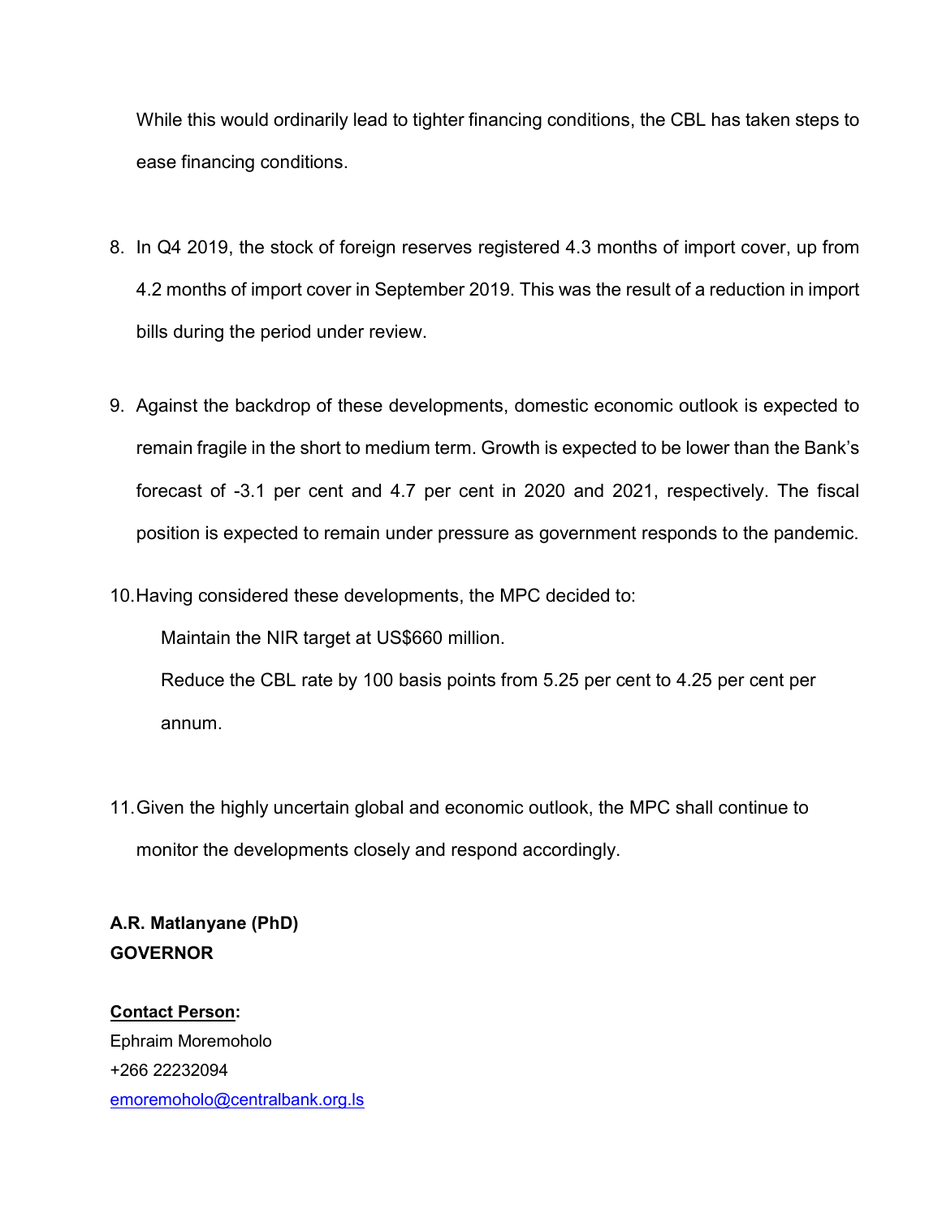While this would ordinarily lead to tighter financing conditions, the CBL has taken steps to ease financing conditions.

8. In Q4 2019, the stock of foreign reserves registered 4.3 months of import cover, up from 4.2 months of import cover in September 2019. This was the result of a reduction in import bills during the period under review.

9. Against the backdrop of these developments, domestic economic outlook is expected to remain fragile in the short to medium term. Growth is expected to be lower than the Bank's forecast of -3.1 per cent and 4.7 per cent in 2020 and 2021, respectively. The fiscal position is expected to remain under pressure as government responds to the pandemic.

10. Having considered these developments, the MPC decided to:

    Maintain the NIR target at US$660 million.

    Reduce the CBL rate by 100 basis points from 5.25 per cent to 4.25 per cent per annum.

11. Given the highly uncertain global and economic outlook, the MPC shall continue to monitor the developments closely and respond accordingly.

**A.R. Matlanyane (PhD)**
**GOVERNOR**

**Contact Person:**
Ephraim Moremoholo
+266 22232094
emoremoholo@centralbank.org.ls